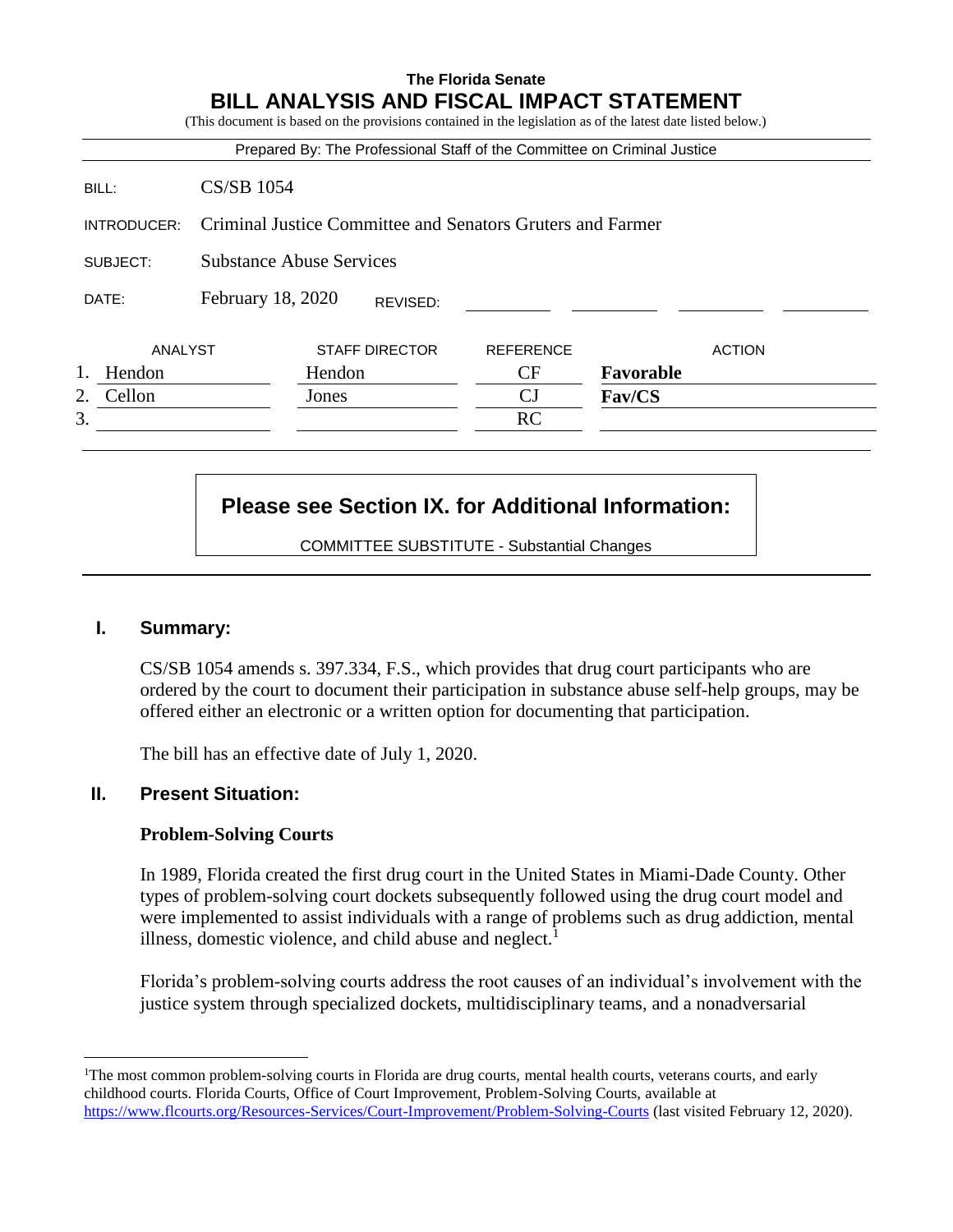**The Florida Senate**

# BILL ANALYSIS AND FISCAL IMPACT STATEMENT

(This document is based on the provisions contained in the legislation as of the latest date listed below.)

Prepared By: The Professional Staff of the Committee on Criminal Justice

| | |
|---|---|
| BILL: | CS/SB 1054 |
| INTRODUCER: | Criminal Justice Committee and Senators Gruters and Farmer |
| SUBJECT: | Substance Abuse Services |
| DATE: | February 18, 2020 REVISED: |

| | ANALYST | STAFF DIRECTOR | REFERENCE | ACTION |
|---|---|---|---|---|
| 1. | Hendon | Hendon | CF | **Favorable** |
| 2. | Cellon | Jones | CJ | **Fav/CS** |
| 3. | | | RC | |

**Please see Section IX. for Additional Information:**

COMMITTEE SUBSTITUTE - Substantial Changes

## I. Summary:

CS/SB 1054 amends s. 397.334, F.S., which provides that drug court participants who are ordered by the court to document their participation in substance abuse self-help groups, may be offered either an electronic or a written option for documenting that participation.

The bill has an effective date of July 1, 2020.

## II. Present Situation:

### Problem-Solving Courts

In 1989, Florida created the first drug court in the United States in Miami-Dade County. Other types of problem-solving court dockets subsequently followed using the drug court model and were implemented to assist individuals with a range of problems such as drug addiction, mental illness, domestic violence, and child abuse and neglect.[1]

Florida's problem-solving courts address the root causes of an individual's involvement with the justice system through specialized dockets, multidisciplinary teams, and a nonadversarial

---

[1]The most common problem-solving courts in Florida are drug courts, mental health courts, veterans courts, and early childhood courts. Florida Courts, Office of Court Improvement, Problem-Solving Courts, available at https://www.flcourts.org/Resources-Services/Court-Improvement/Problem-Solving-Courts (last visited February 12, 2020).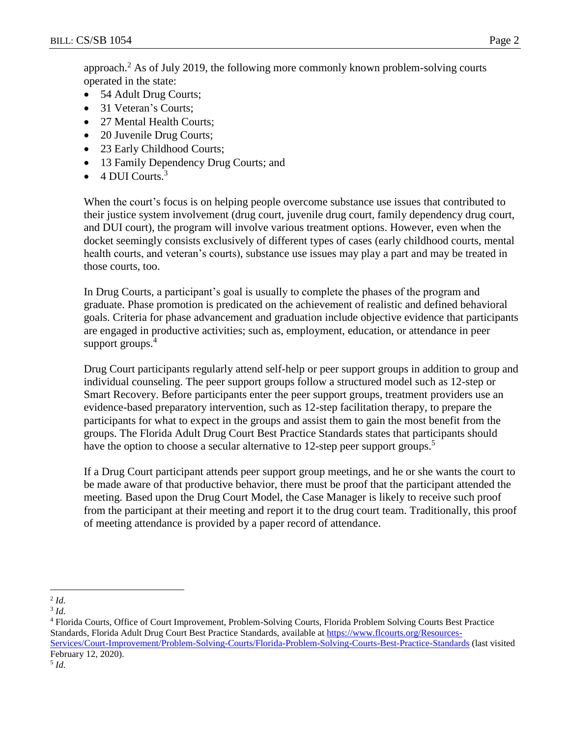approach.[2] As of July 2019, the following more commonly known problem-solving courts operated in the state:

- 54 Adult Drug Courts;
- 31 Veteran's Courts;
- 27 Mental Health Courts;
- 20 Juvenile Drug Courts;
- 23 Early Childhood Courts;
- 13 Family Dependency Drug Courts; and
- 4 DUI Courts.[3]

When the court's focus is on helping people overcome substance use issues that contributed to their justice system involvement (drug court, juvenile drug court, family dependency drug court, and DUI court), the program will involve various treatment options. However, even when the docket seemingly consists exclusively of different types of cases (early childhood courts, mental health courts, and veteran's courts), substance use issues may play a part and may be treated in those courts, too.

In Drug Courts, a participant's goal is usually to complete the phases of the program and graduate. Phase promotion is predicated on the achievement of realistic and defined behavioral goals. Criteria for phase advancement and graduation include objective evidence that participants are engaged in productive activities; such as, employment, education, or attendance in peer support groups.[4]

Drug Court participants regularly attend self-help or peer support groups in addition to group and individual counseling. The peer support groups follow a structured model such as 12-step or Smart Recovery. Before participants enter the peer support groups, treatment providers use an evidence-based preparatory intervention, such as 12-step facilitation therapy, to prepare the participants for what to expect in the groups and assist them to gain the most benefit from the groups. The Florida Adult Drug Court Best Practice Standards states that participants should have the option to choose a secular alternative to 12-step peer support groups.[5]

If a Drug Court participant attends peer support group meetings, and he or she wants the court to be made aware of that productive behavior, there must be proof that the participant attended the meeting. Based upon the Drug Court Model, the Case Manager is likely to receive such proof from the participant at their meeting and report it to the drug court team. Traditionally, this proof of meeting attendance is provided by a paper record of attendance.

---

[2] *Id.*

[3] *Id.*

[4] Florida Courts, Office of Court Improvement, Problem-Solving Courts, Florida Problem Solving Courts Best Practice Standards, Florida Adult Drug Court Best Practice Standards, available at https://www.flcourts.org/Resources-Services/Court-Improvement/Problem-Solving-Courts/Florida-Problem-Solving-Courts-Best-Practice-Standards (last visited February 12, 2020).

[5] *Id.*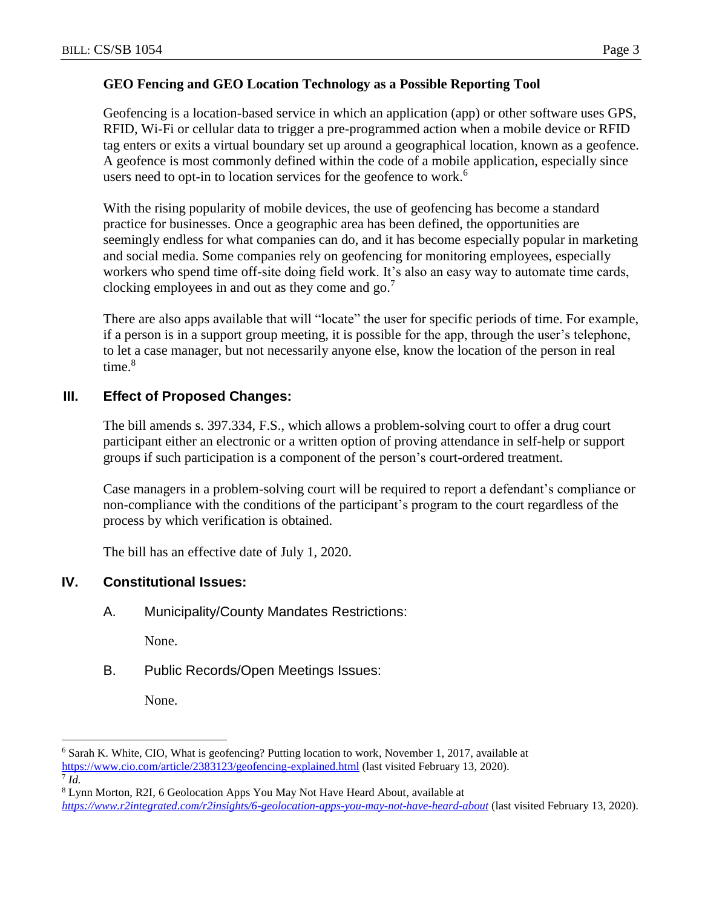**GEO Fencing and GEO Location Technology as a Possible Reporting Tool**

Geofencing is a location-based service in which an application (app) or other software uses GPS, RFID, Wi-Fi or cellular data to trigger a pre-programmed action when a mobile device or RFID tag enters or exits a virtual boundary set up around a geographical location, known as a geofence. A geofence is most commonly defined within the code of a mobile application, especially since users need to opt-in to location services for the geofence to work.[6]

With the rising popularity of mobile devices, the use of geofencing has become a standard practice for businesses. Once a geographic area has been defined, the opportunities are seemingly endless for what companies can do, and it has become especially popular in marketing and social media. Some companies rely on geofencing for monitoring employees, especially workers who spend time off-site doing field work. It's also an easy way to automate time cards, clocking employees in and out as they come and go.[7]

There are also apps available that will "locate" the user for specific periods of time. For example, if a person is in a support group meeting, it is possible for the app, through the user's telephone, to let a case manager, but not necessarily anyone else, know the location of the person in real time.[8]

## III. Effect of Proposed Changes:

The bill amends s. 397.334, F.S., which allows a problem-solving court to offer a drug court participant either an electronic or a written option of proving attendance in self-help or support groups if such participation is a component of the person's court-ordered treatment.

Case managers in a problem-solving court will be required to report a defendant's compliance or non-compliance with the conditions of the participant's program to the court regardless of the process by which verification is obtained.

The bill has an effective date of July 1, 2020.

## IV. Constitutional Issues:

A. Municipality/County Mandates Restrictions:

None.

B. Public Records/Open Meetings Issues:

None.

---

[6] Sarah K. White, CIO, What is geofencing? Putting location to work, November 1, 2017, available at https://www.cio.com/article/2383123/geofencing-explained.html (last visited February 13, 2020).

[7] *Id.*

[8] Lynn Morton, R2I, 6 Geolocation Apps You May Not Have Heard About, available at *https://www.r2integrated.com/r2insights/6-geolocation-apps-you-may-not-have-heard-about* (last visited February 13, 2020).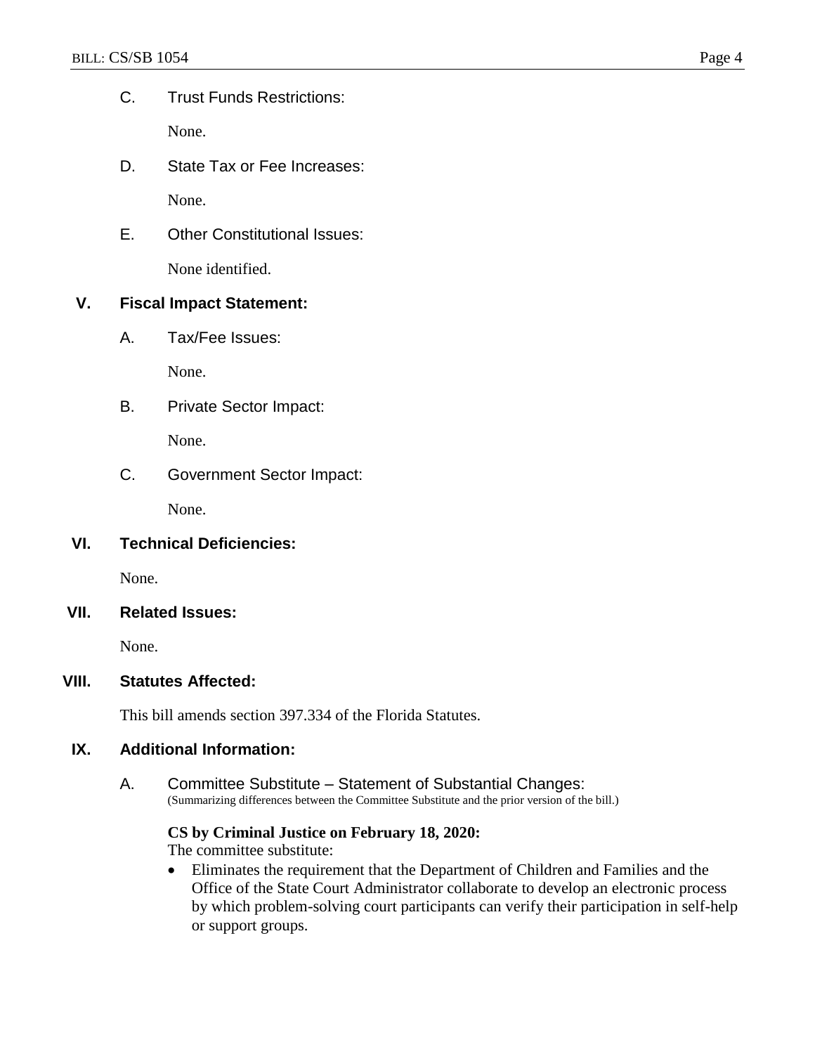C. Trust Funds Restrictions:

None.

D. State Tax or Fee Increases:

None.

E. Other Constitutional Issues:

None identified.

## V. Fiscal Impact Statement:

A. Tax/Fee Issues:

None.

B. Private Sector Impact:

None.

C. Government Sector Impact:

None.

## VI. Technical Deficiencies:

None.

## VII. Related Issues:

None.

## VIII. Statutes Affected:

This bill amends section 397.334 of the Florida Statutes.

## IX. Additional Information:

A. Committee Substitute – Statement of Substantial Changes:
(Summarizing differences between the Committee Substitute and the prior version of the bill.)

**CS by Criminal Justice on February 18, 2020:**
The committee substitute:

- Eliminates the requirement that the Department of Children and Families and the Office of the State Court Administrator collaborate to develop an electronic process by which problem-solving court participants can verify their participation in self-help or support groups.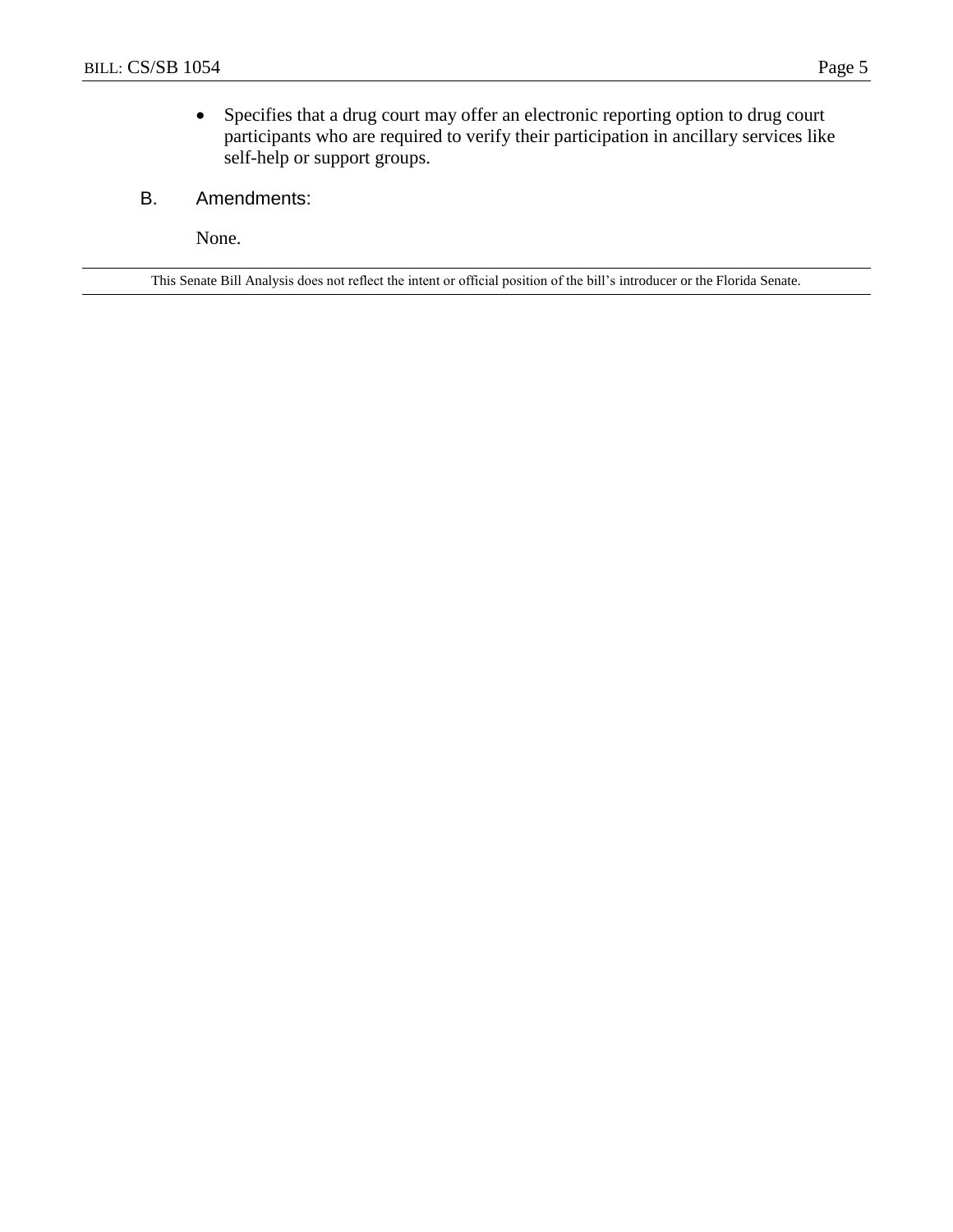- Specifies that a drug court may offer an electronic reporting option to drug court participants who are required to verify their participation in ancillary services like self-help or support groups.

B. Amendments:

None.

This Senate Bill Analysis does not reflect the intent or official position of the bill's introducer or the Florida Senate.